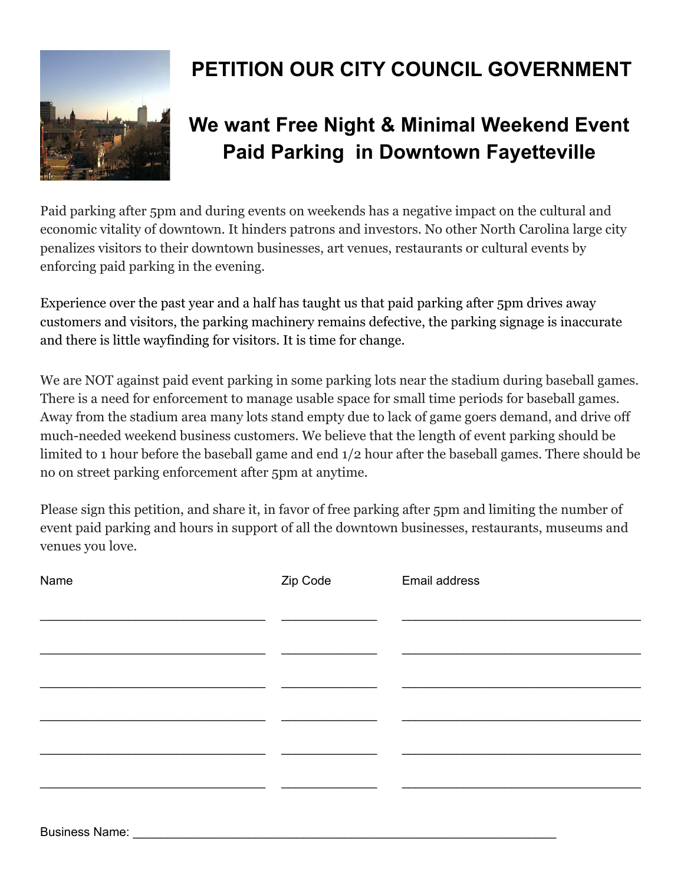# PETITION OUR CITY COUNCIL GOVERNMENT

## We want Free Night & Minimal Weekend Event Paid Parking in Downtown Fayetteville

Paid parking after 5pm and during events on weekends has a negative impact on the cultural and economic vitality of downtown. It hinders patrons and investors. No other North Carolina large city penalizes visitors to their downtown businesses, art venues, restaurants or cultural events by enforcing paid parking in the evening.

Experience over the past year and a half has taught us that paid parking after 5pm drives away customers and visitors, the parking machinery remains defective, the parking signage is inaccurate and there is little wayfinding for visitors. It is time for change.

We are NOT against paid event parking in some parking lots near the stadium during baseball games. There is a need for enforcement to manage usable space for small time periods for baseball games. Away from the stadium area many lots stand empty due to lack of game goers demand, and drive off much-needed weekend business customers. We believe that the length of event parking should be limited to 1 hour before the baseball game and end 1/2 hour after the baseball games. There should be no on street parking enforcement after 5pm at anytime.

Please sign this petition, and share it, in favor of free parking after 5pm and limiting the number of event paid parking and hours in support of all the downtown businesses, restaurants, museums and venues you love.

| Name | Zip Code | Email address |
|---|---|---|
| | | |
| | | |
| | | |
| | | |
| | | |
| | | |

Business Name: ____________________________________________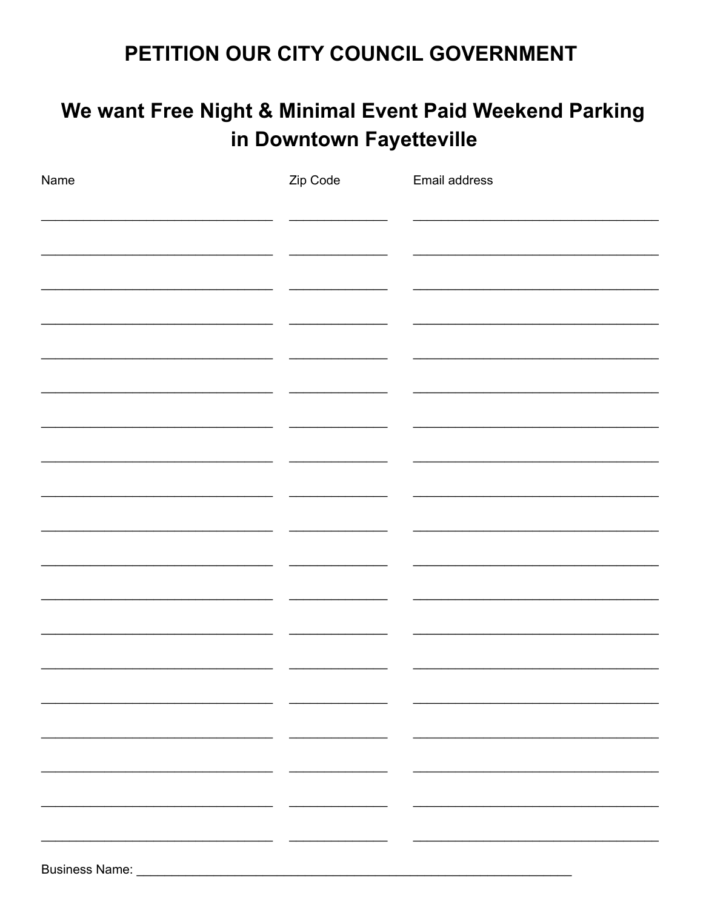# PETITION OUR CITY COUNCIL GOVERNMENT

## We want Free Night & Minimal Event Paid Weekend Parking in Downtown Fayetteville

| Name | Zip Code | Email address |
| --- | --- | --- |
| | | |
| | | |
| | | |
| | | |
| | | |
| | | |
| | | |
| | | |
| | | |
| | | |
| | | |
| | | |
| | | |
| | | |
| | | |
| | | |
| | | |
| | | |
| | | |

Business Name: ____________________________________________________________